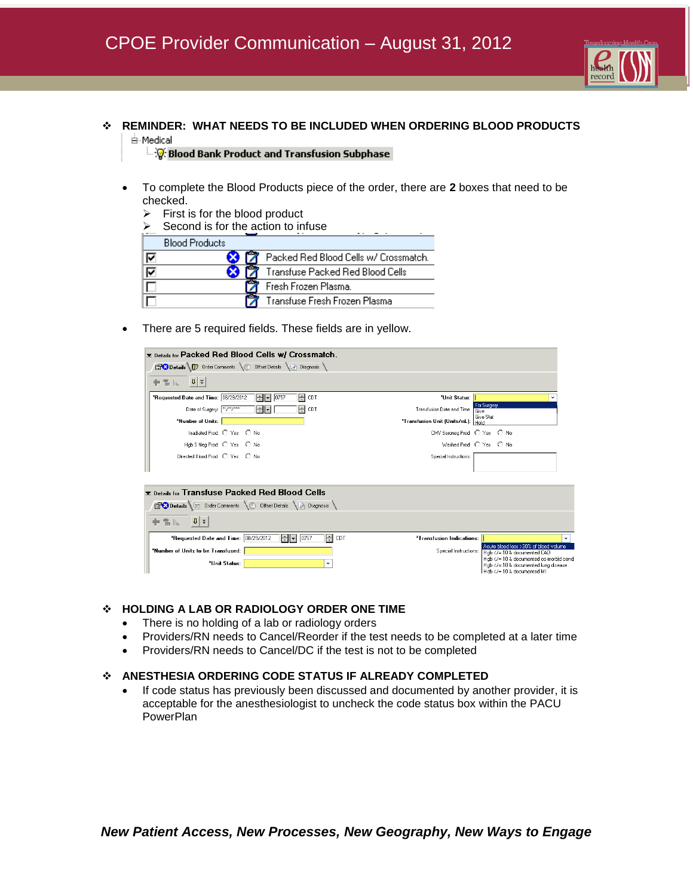# CPOE Provider Communication – August 31, 2012

## ❖ REMINDER: WHAT NEEDS TO BE INCLUDED WHEN ORDERING BLOOD PRODUCTS

Medical

Blood Bank Product and Transfusion Subphase

- To complete the Blood Products piece of the order, there are **2** boxes that need to be checked.
  - ➢ First is for the blood product
  - ➢ Second is for the action to infuse

| Blood Products | |
|---|---|
| ☑ | Packed Red Blood Cells w/ Crossmatch. |
| ☑ | Transfuse Packed Red Blood Cells |
| ☐ | Fresh Frozen Plasma. |
| ☐ | Transfuse Fresh Frozen Plasma |

- There are 5 required fields. These fields are in yellow.

Details for **Packed Red Blood Cells w/ Crossmatch.**

Details | Order Comments | Offset Details | Diagnosis

*Requested Date and Time: 08/29/2012 0757 CDT
Date of Surgery: \*\*/\*\*/\*\*\*\* CDT
*Number of Units:
Irradiated Prod: Yes No
Hgb S Neg Prod: Yes No
Directed Blood Prod: Yes No

*Unit Status: For Surgery / Give / Give Stat / Hold
Transfusion Date and Time:
*Transfusion Unit (Units/mL):
CMV Seroneg Prod: Yes No
Washed Prod: Yes No
Special Instructions:

Details for **Transfuse Packed Red Blood Cells**

Details | Order Comments | Offset Details | Diagnosis

*Requested Date and Time: 08/29/2012 0757 CDT
*Number of Units to be Transfused:
*Unit Status:

*Transfusion Indications: Acute blood loss >30% of blood volume / Hgb </= 10 & documented CAD / Hgb </= 10 & documented co-morbid cond / Hgb </= 10 & documented lung disease / Hgb </= 10 & documented MI
Special Instructions:

## ❖ HOLDING A LAB OR RADIOLOGY ORDER ONE TIME

- There is no holding of a lab or radiology orders
- Providers/RN needs to Cancel/Reorder if the test needs to be completed at a later time
- Providers/RN needs to Cancel/DC if the test is not to be completed

## ❖ ANESTHESIA ORDERING CODE STATUS IF ALREADY COMPLETED

- If code status has previously been discussed and documented by another provider, it is acceptable for the anesthesiologist to uncheck the code status box within the PACU PowerPlan

*New Patient Access, New Processes, New Geography, New Ways to Engage*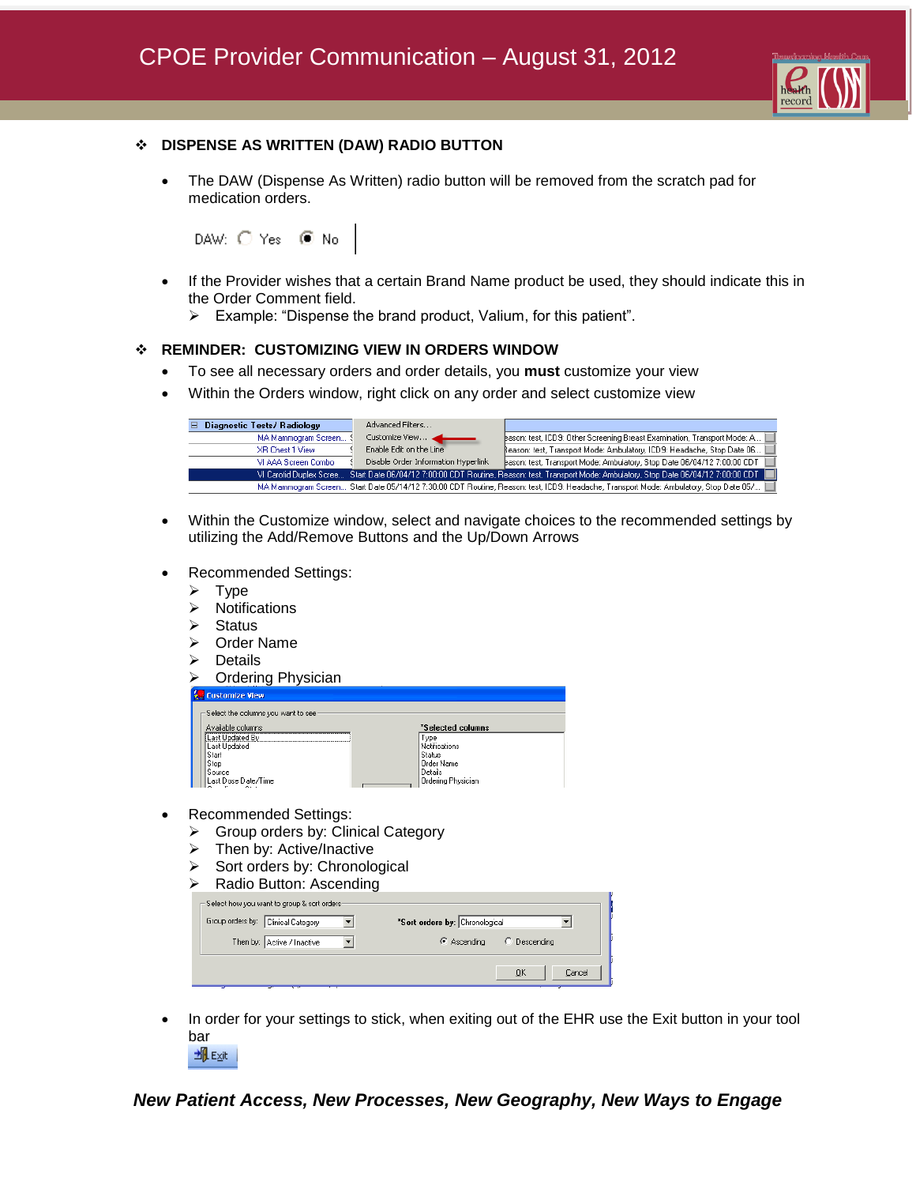# CPOE Provider Communication – August 31, 2012

## ❖ DISPENSE AS WRITTEN (DAW) RADIO BUTTON

- The DAW (Dispense As Written) radio button will be removed from the scratch pad for medication orders.

- If the Provider wishes that a certain Brand Name product be used, they should indicate this in the Order Comment field.
  - ➢ Example: "Dispense the brand product, Valium, for this patient".

## ❖ REMINDER: CUSTOMIZING VIEW IN ORDERS WINDOW

- To see all necessary orders and order details, you **must** customize your view
- Within the Orders window, right click on any order and select customize view

- Within the Customize window, select and navigate choices to the recommended settings by utilizing the Add/Remove Buttons and the Up/Down Arrows

- Recommended Settings:
  - ➢ Type
  - ➢ Notifications
  - ➢ Status
  - ➢ Order Name
  - ➢ Details
  - ➢ Ordering Physician

- Recommended Settings:
  - ➢ Group orders by: Clinical Category
  - ➢ Then by: Active/Inactive
  - ➢ Sort orders by: Chronological
  - ➢ Radio Button: Ascending

- In order for your settings to stick, when exiting out of the EHR use the Exit button in your tool bar

***New Patient Access, New Processes, New Geography, New Ways to Engage***